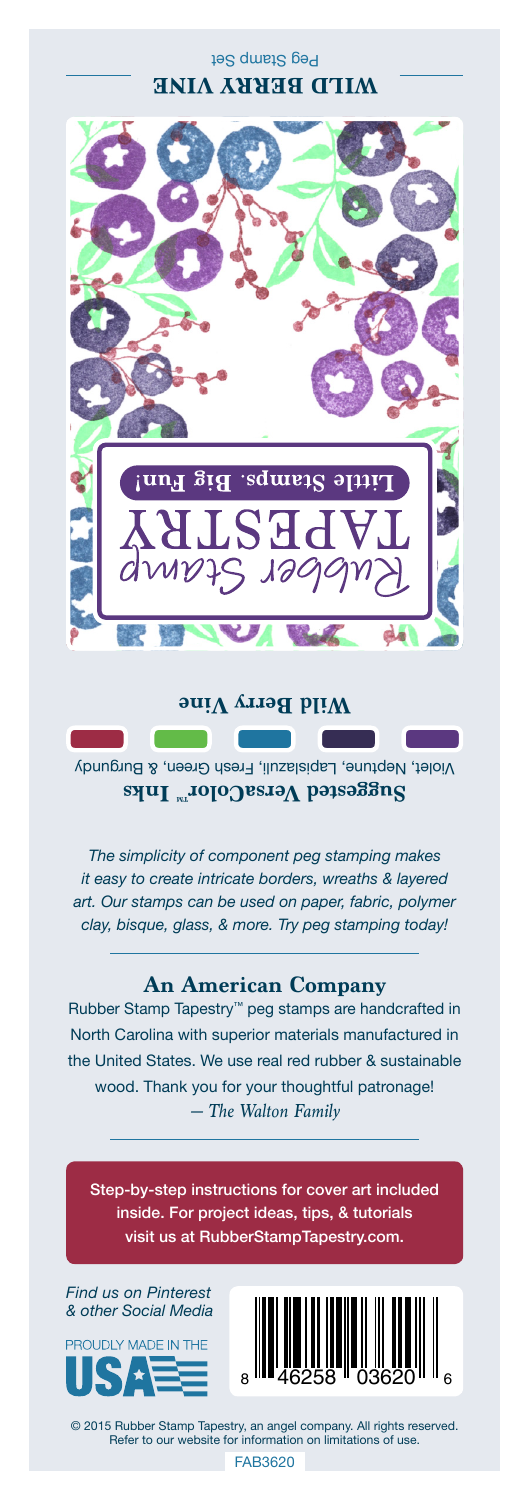# WILD BERRY VINE

Peg Stamp Set

Rubber Stamp TAPESTRY

Little Stamps. Big Fun!

**Wild Berry Vine**

**Suggested VersaColor™ Inks**

Violet, Neptune, Lapislazuli, Fresh Green, & Burgundy

*The simplicity of component peg stamping makes it easy to create intricate borders, wreaths & layered art. Our stamps can be used on paper, fabric, polymer clay, bisque, glass, & more. Try peg stamping today!*

## An American Company

Rubber Stamp Tapestry™ peg stamps are handcrafted in North Carolina with superior materials manufactured in the United States. We use real red rubber & sustainable wood. Thank you for your thoughtful patronage!
*— The Walton Family*

Step-by-step instructions for cover art included inside. For project ideas, tips, & tutorials visit us at RubberStampTapestry.com.

*Find us on Pinterest & other Social Media*

PROUDLY MADE IN THE USA

8 46258 03620 6

© 2015 Rubber Stamp Tapestry, an angel company. All rights reserved. Refer to our website for information on limitations of use.

FAB3620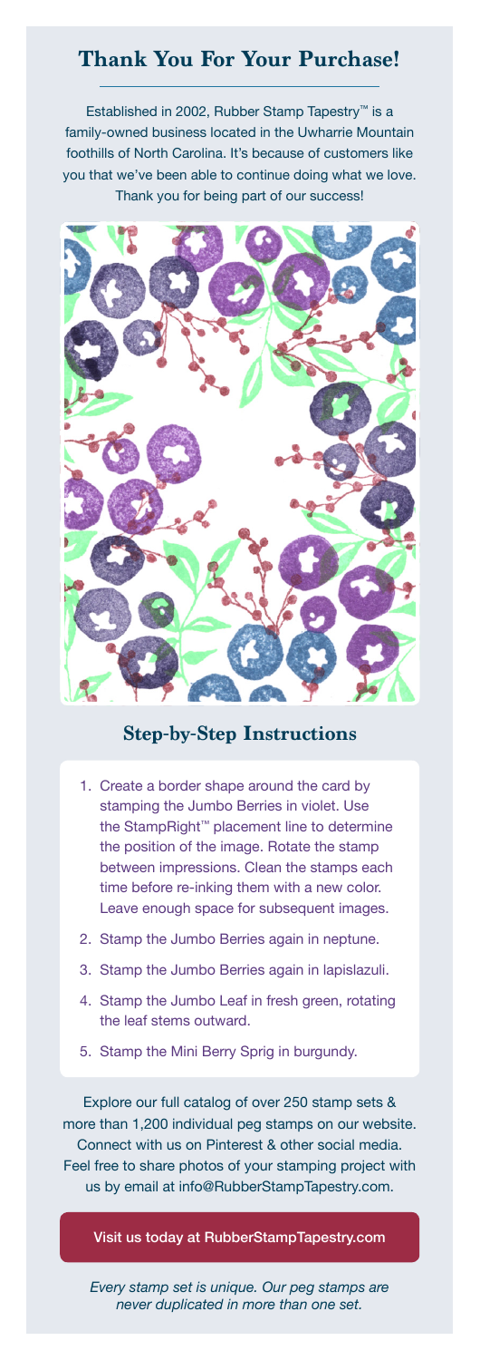## Thank You For Your Purchase!

Established in 2002, Rubber Stamp Tapestry™ is a family-owned business located in the Uwharrie Mountain foothills of North Carolina. It's because of customers like you that we've been able to continue doing what we love. Thank you for being part of our success!

### Step-by-Step Instructions

1. Create a border shape around the card by stamping the Jumbo Berries in violet. Use the StampRight™ placement line to determine the position of the image. Rotate the stamp between impressions. Clean the stamps each time before re-inking them with a new color. Leave enough space for subsequent images.
2. Stamp the Jumbo Berries again in neptune.
3. Stamp the Jumbo Berries again in lapislazuli.
4. Stamp the Jumbo Leaf in fresh green, rotating the leaf stems outward.
5. Stamp the Mini Berry Sprig in burgundy.

Explore our full catalog of over 250 stamp sets & more than 1,200 individual peg stamps on our website. Connect with us on Pinterest & other social media. Feel free to share photos of your stamping project with us by email at info@RubberStampTapestry.com.

Visit us today at RubberStampTapestry.com

*Every stamp set is unique. Our peg stamps are never duplicated in more than one set.*